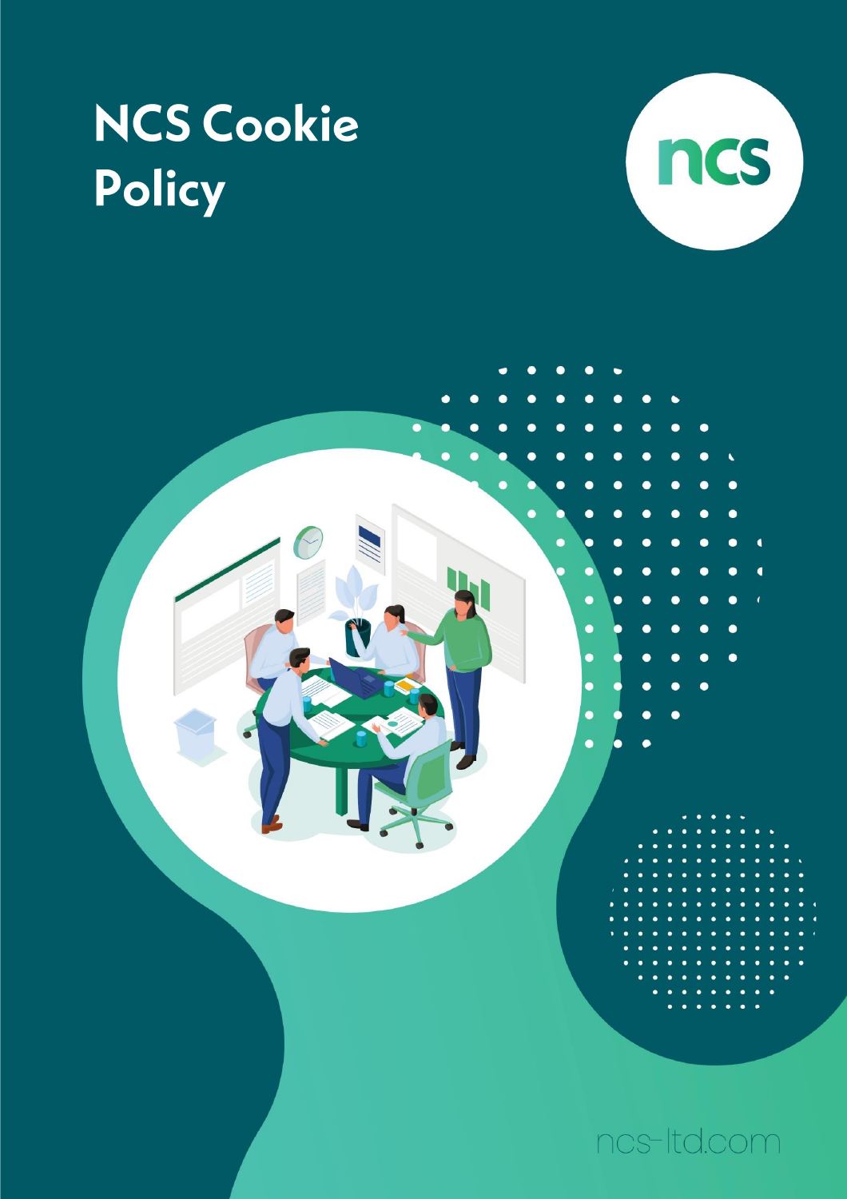# NCS Cookie Policy

ncs

ncs-ltd.com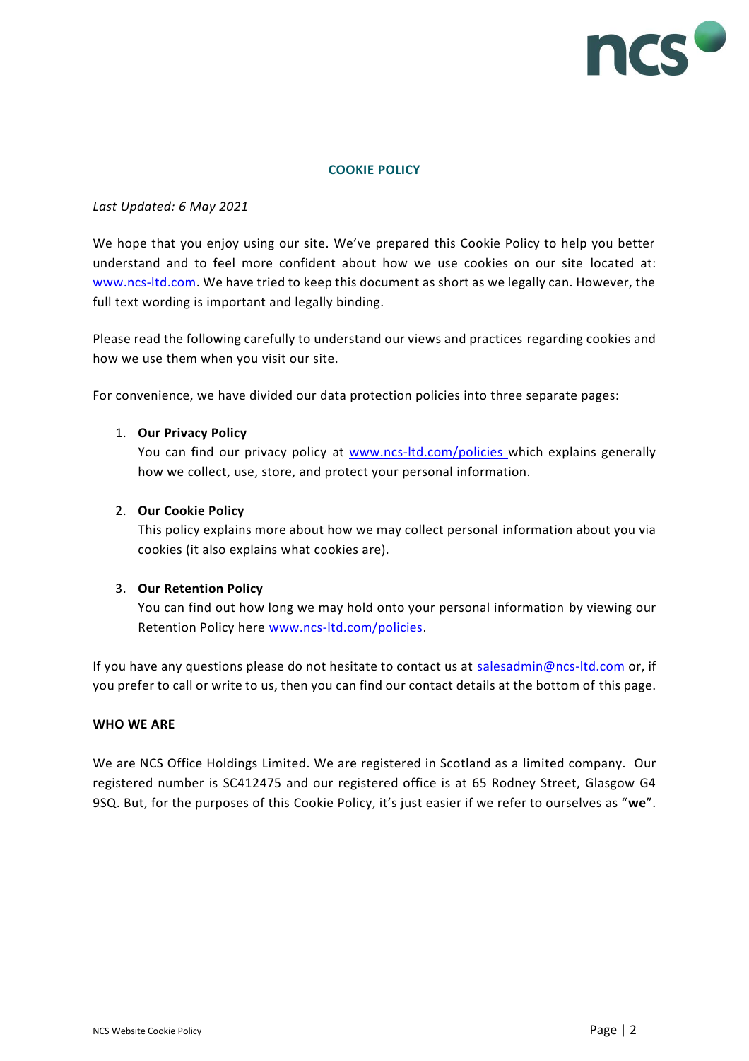# COOKIE POLICY

*Last Updated: 6 May 2021*

We hope that you enjoy using our site. We've prepared this Cookie Policy to help you better understand and to feel more confident about how we use cookies on our site located at: www.ncs-ltd.com. We have tried to keep this document as short as we legally can. However, the full text wording is important and legally binding.

Please read the following carefully to understand our views and practices regarding cookies and how we use them when you visit our site.

For convenience, we have divided our data protection policies into three separate pages:

1. **Our Privacy Policy**
   You can find our privacy policy at www.ncs-ltd.com/policies which explains generally how we collect, use, store, and protect your personal information.

2. **Our Cookie Policy**
   This policy explains more about how we may collect personal information about you via cookies (it also explains what cookies are).

3. **Our Retention Policy**
   You can find out how long we may hold onto your personal information by viewing our Retention Policy here www.ncs-ltd.com/policies.

If you have any questions please do not hesitate to contact us at salesadmin@ncs-ltd.com or, if you prefer to call or write to us, then you can find our contact details at the bottom of this page.

## WHO WE ARE

We are NCS Office Holdings Limited. We are registered in Scotland as a limited company. Our registered number is SC412475 and our registered office is at 65 Rodney Street, Glasgow G4 9SQ. But, for the purposes of this Cookie Policy, it's just easier if we refer to ourselves as "**we**".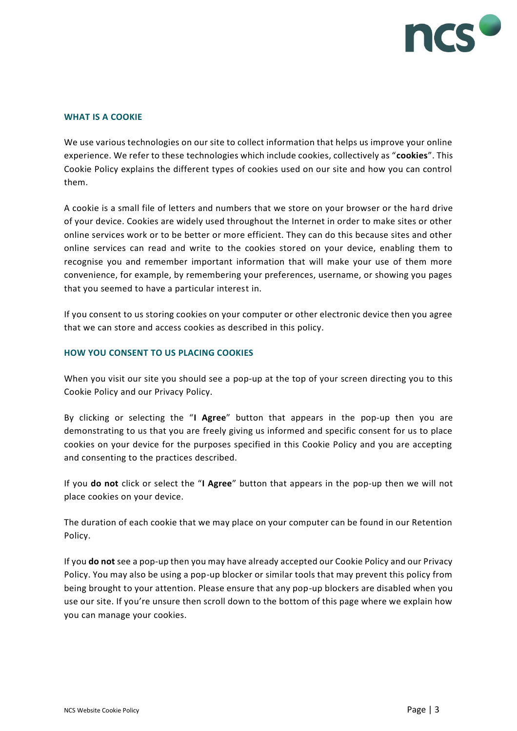## WHAT IS A COOKIE

We use various technologies on our site to collect information that helps us improve your online experience. We refer to these technologies which include cookies, collectively as "**cookies**". This Cookie Policy explains the different types of cookies used on our site and how you can control them.

A cookie is a small file of letters and numbers that we store on your browser or the hard drive of your device. Cookies are widely used throughout the Internet in order to make sites or other online services work or to be better or more efficient. They can do this because sites and other online services can read and write to the cookies stored on your device, enabling them to recognise you and remember important information that will make your use of them more convenience, for example, by remembering your preferences, username, or showing you pages that you seemed to have a particular interest in.

If you consent to us storing cookies on your computer or other electronic device then you agree that we can store and access cookies as described in this policy.

## HOW YOU CONSENT TO US PLACING COOKIES

When you visit our site you should see a pop-up at the top of your screen directing you to this Cookie Policy and our Privacy Policy.

By clicking or selecting the "**I Agree**" button that appears in the pop-up then you are demonstrating to us that you are freely giving us informed and specific consent for us to place cookies on your device for the purposes specified in this Cookie Policy and you are accepting and consenting to the practices described.

If you **do not** click or select the "**I Agree**" button that appears in the pop-up then we will not place cookies on your device.

The duration of each cookie that we may place on your computer can be found in our Retention Policy.

If you **do not** see a pop-up then you may have already accepted our Cookie Policy and our Privacy Policy. You may also be using a pop-up blocker or similar tools that may prevent this policy from being brought to your attention. Please ensure that any pop-up blockers are disabled when you use our site. If you're unsure then scroll down to the bottom of this page where we explain how you can manage your cookies.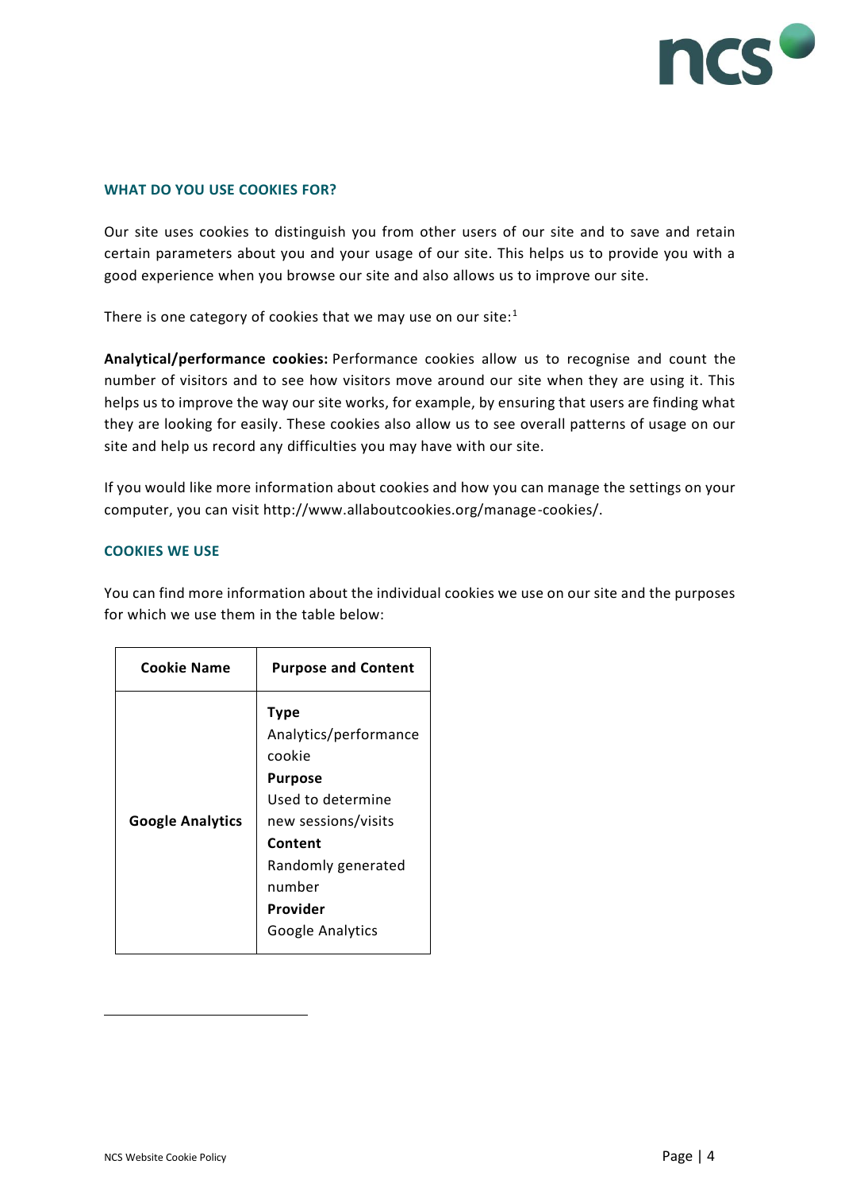## WHAT DO YOU USE COOKIES FOR?

Our site uses cookies to distinguish you from other users of our site and to save and retain certain parameters about you and your usage of our site. This helps us to provide you with a good experience when you browse our site and also allows us to improve our site.

There is one category of cookies that we may use on our site:[1]

**Analytical/performance cookies:** Performance cookies allow us to recognise and count the number of visitors and to see how visitors move around our site when they are using it. This helps us to improve the way our site works, for example, by ensuring that users are finding what they are looking for easily. These cookies also allow us to see overall patterns of usage on our site and help us record any difficulties you may have with our site.

If you would like more information about cookies and how you can manage the settings on your computer, you can visit http://www.allaboutcookies.org/manage-cookies/.

## COOKIES WE USE

You can find more information about the individual cookies we use on our site and the purposes for which we use them in the table below:

| Cookie Name | Purpose and Content |
|---|---|
| **Google Analytics** | **Type** Analytics/performance cookie **Purpose** Used to determine new sessions/visits **Content** Randomly generated number **Provider** Google Analytics |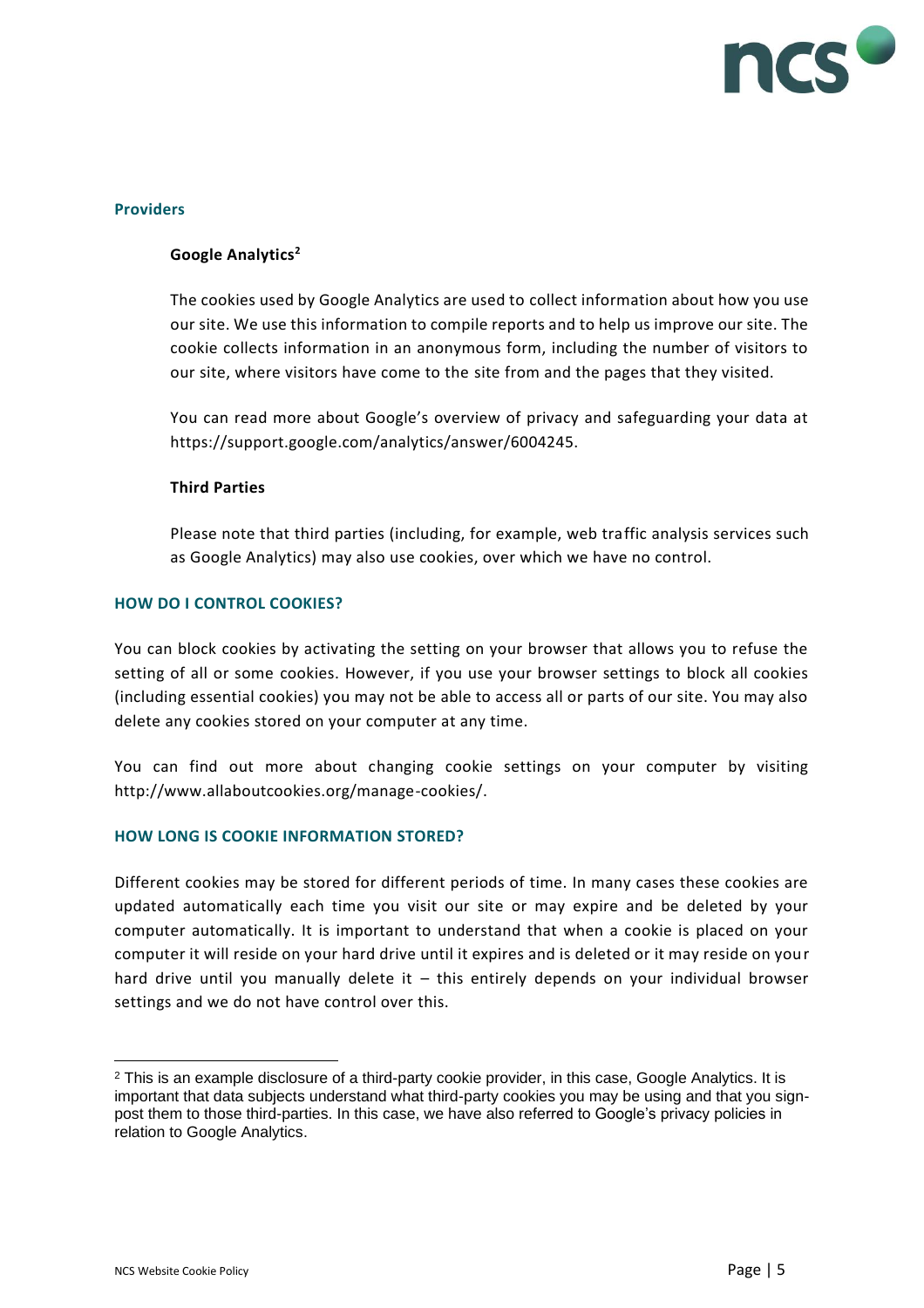### Providers

#### Google Analytics[2]

The cookies used by Google Analytics are used to collect information about how you use our site. We use this information to compile reports and to help us improve our site. The cookie collects information in an anonymous form, including the number of visitors to our site, where visitors have come to the site from and the pages that they visited.

You can read more about Google's overview of privacy and safeguarding your data at https://support.google.com/analytics/answer/6004245.

#### Third Parties

Please note that third parties (including, for example, web traffic analysis services such as Google Analytics) may also use cookies, over which we have no control.

## HOW DO I CONTROL COOKIES?

You can block cookies by activating the setting on your browser that allows you to refuse the setting of all or some cookies. However, if you use your browser settings to block all cookies (including essential cookies) you may not be able to access all or parts of our site. You may also delete any cookies stored on your computer at any time.

You can find out more about changing cookie settings on your computer by visiting http://www.allaboutcookies.org/manage-cookies/.

## HOW LONG IS COOKIE INFORMATION STORED?

Different cookies may be stored for different periods of time. In many cases these cookies are updated automatically each time you visit our site or may expire and be deleted by your computer automatically. It is important to understand that when a cookie is placed on your computer it will reside on your hard drive until it expires and is deleted or it may reside on your hard drive until you manually delete it – this entirely depends on your individual browser settings and we do not have control over this.

---

[2] This is an example disclosure of a third-party cookie provider, in this case, Google Analytics. It is important that data subjects understand what third-party cookies you may be using and that you sign-post them to those third-parties. In this case, we have also referred to Google's privacy policies in relation to Google Analytics.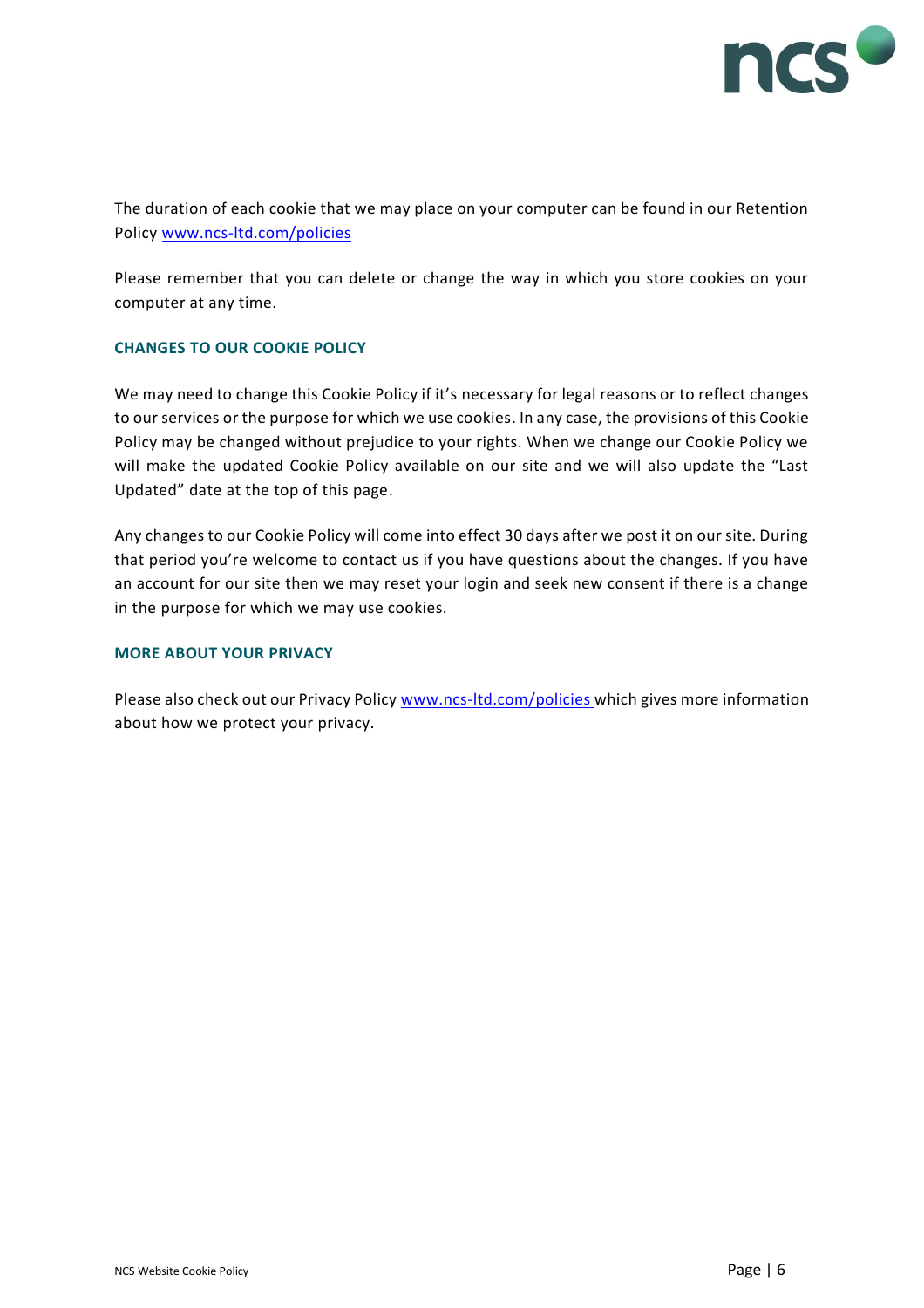The duration of each cookie that we may place on your computer can be found in our Retention Policy www.ncs-ltd.com/policies

Please remember that you can delete or change the way in which you store cookies on your computer at any time.

## CHANGES TO OUR COOKIE POLICY

We may need to change this Cookie Policy if it's necessary for legal reasons or to reflect changes to our services or the purpose for which we use cookies. In any case, the provisions of this Cookie Policy may be changed without prejudice to your rights. When we change our Cookie Policy we will make the updated Cookie Policy available on our site and we will also update the "Last Updated" date at the top of this page.

Any changes to our Cookie Policy will come into effect 30 days after we post it on our site. During that period you're welcome to contact us if you have questions about the changes. If you have an account for our site then we may reset your login and seek new consent if there is a change in the purpose for which we may use cookies.

## MORE ABOUT YOUR PRIVACY

Please also check out our Privacy Policy www.ncs-ltd.com/policies which gives more information about how we protect your privacy.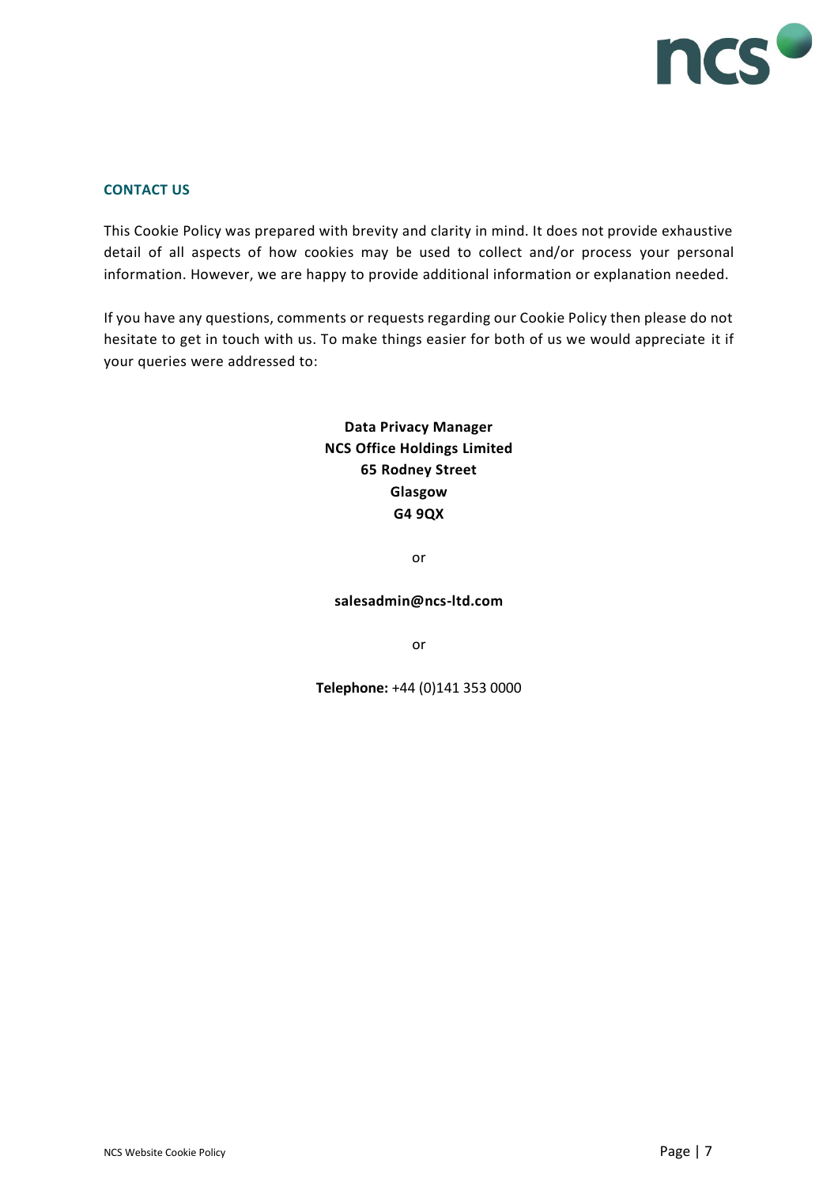## CONTACT US

This Cookie Policy was prepared with brevity and clarity in mind. It does not provide exhaustive detail of all aspects of how cookies may be used to collect and/or process your personal information. However, we are happy to provide additional information or explanation needed.

If you have any questions, comments or requests regarding our Cookie Policy then please do not hesitate to get in touch with us. To make things easier for both of us we would appreciate it if your queries were addressed to:

**Data Privacy Manager**
**NCS Office Holdings Limited**
**65 Rodney Street**
**Glasgow**
**G4 9QX**

or

**salesadmin@ncs-ltd.com**

or

**Telephone:** +44 (0)141 353 0000